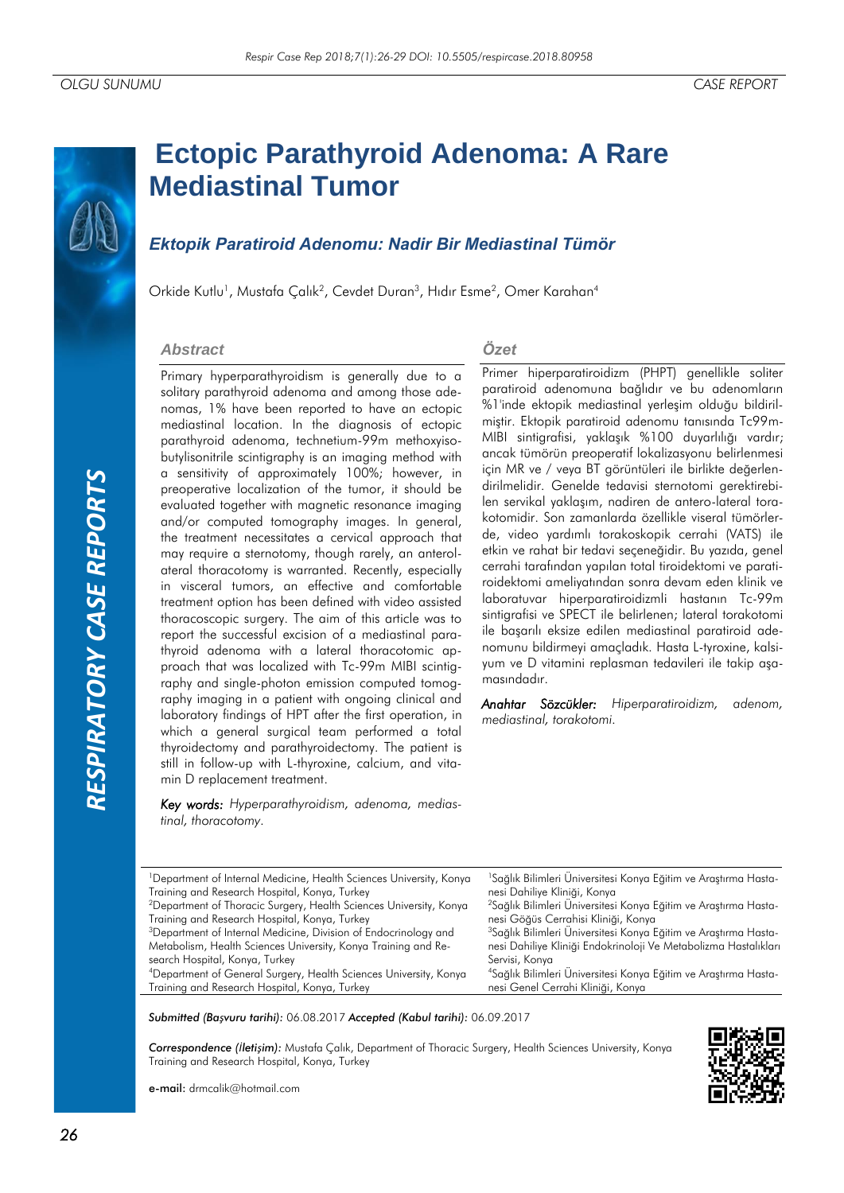# Ectopic Parathyroid Adenoma: A Rare Mediastinal Tumor

## *Ektopik Paratiroid Adenomu: Nadir Bir Mediastinal Tümör*

Orkide Kutlu[1], Mustafa Çalık[2], Cevdet Duran[3], Hıdır Esme[2], Omer Karahan[4]

### Abstract

Primary hyperparathyroidism is generally due to a solitary parathyroid adenoma and among those adenomas, 1% have been reported to have an ectopic mediastinal location. In the diagnosis of ectopic parathyroid adenoma, technetium-99m methoxyisobutylisonitrile scintigraphy is an imaging method with a sensitivity of approximately 100%; however, in preoperative localization of the tumor, it should be evaluated together with magnetic resonance imaging and/or computed tomography images. In general, the treatment necessitates a cervical approach that may require a sternotomy, though rarely, an anterolateral thoracotomy is warranted. Recently, especially in visceral tumors, an effective and comfortable treatment option has been defined with video assisted thoracoscopic surgery. The aim of this article was to report the successful excision of a mediastinal parathyroid adenoma with a lateral thoracotomic approach that was localized with Tc-99m MIBI scintigraphy and single-photon emission computed tomography imaging in a patient with ongoing clinical and laboratory findings of HPT after the first operation, in which a general surgical team performed a total thyroidectomy and parathyroidectomy. The patient is still in follow-up with L-thyroxine, calcium, and vitamin D replacement treatment.

*Key words: Hyperparathyroidism, adenoma, mediastinal, thoracotomy.*

### Özet

Primer hiperparatiroidizm (PHPT) genellikle soliter paratiroid adenomuna bağlıdır ve bu adenomların %1'inde ektopik mediastinal yerleşim olduğu bildirilmiştir. Ektopik paratiroid adenomu tanısında Tc99m-MIBI sintigrafisi, yaklaşık %100 duyarlılığı vardır; ancak tümörün preoperatif lokalizasyonu belirlenmesi için MR ve / veya BT görüntüleri ile birlikte değerlendirilmelidir. Genelde tedavisi sternotomi gerektirebilen servikal yaklaşım, nadiren de antero-lateral torakotomidir. Son zamanlarda özellikle viseral tümörlerde, video yardımlı torakoskopik cerrahi (VATS) ile etkin ve rahat bir tedavi seçeneğidir. Bu yazıda, genel cerrahi tarafından yapılan total tiroidektomi ve paratiroidektomi ameliyatından sonra devam eden klinik ve laboratuvar hiperparatiroidizmli hastanın Tc-99m sintigrafisi ve SPECT ile belirlenen; lateral torakotomi ile başarılı eksize edilen mediastinal paratiroid adenomunu bildirmeyi amaçladık. Hasta L-tyroxine, kalsiyum ve D vitamini replasman tedavileri ile takip aşamasındadır.

*Anahtar Sözcükler: Hiperparatiroidizm, adenom, mediastinal, torakotomi.*

[1]Department of Internal Medicine, Health Sciences University, Konya Training and Research Hospital, Konya, Turkey
[2]Department of Thoracic Surgery, Health Sciences University, Konya Training and Research Hospital, Konya, Turkey
[3]Department of Internal Medicine, Division of Endocrinology and Metabolism, Health Sciences University, Konya Training and Research Hospital, Konya, Turkey
[4]Department of General Surgery, Health Sciences University, Konya Training and Research Hospital, Konya, Turkey

[1]Sağlık Bilimleri Üniversitesi Konya Eğitim ve Araştırma Hastanesi Dahiliye Kliniği, Konya
[2]Sağlık Bilimleri Üniversitesi Konya Eğitim ve Araştırma Hastanesi Göğüs Cerrahisi Kliniği, Konya
[3]Sağlık Bilimleri Üniversitesi Konya Eğitim ve Araştırma Hastanesi Dahiliye Kliniği Endokrinoloji Ve Metabolizma Hastalıkları Servisi, Konya
[4]Sağlık Bilimleri Üniversitesi Konya Eğitim ve Araştırma Hastanesi Genel Cerrahi Kliniği, Konya

***Submitted (Başvuru tarihi):*** 06.08.2017 ***Accepted (Kabul tarihi):*** 06.09.2017

***Correspondence (İletişim):*** Mustafa Çalık, Department of Thoracic Surgery, Health Sciences University, Konya Training and Research Hospital, Konya, Turkey

**e-mail:** drmcalik@hotmail.com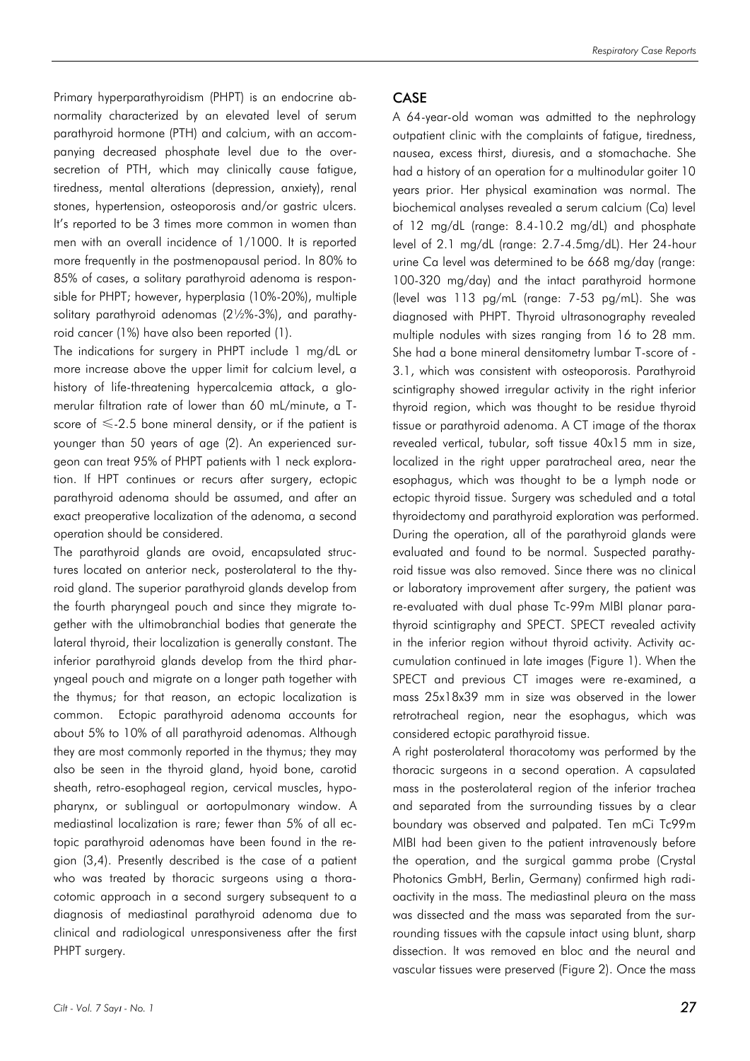Primary hyperparathyroidism (PHPT) is an endocrine abnormality characterized by an elevated level of serum parathyroid hormone (PTH) and calcium, with an accompanying decreased phosphate level due to the oversecretion of PTH, which may clinically cause fatigue, tiredness, mental alterations (depression, anxiety), renal stones, hypertension, osteoporosis and/or gastric ulcers. It's reported to be 3 times more common in women than men with an overall incidence of 1/1000. It is reported more frequently in the postmenopausal period. In 80% to 85% of cases, a solitary parathyroid adenoma is responsible for PHPT; however, hyperplasia (10%-20%), multiple solitary parathyroid adenomas (2½%-3%), and parathyroid cancer (1%) have also been reported (1).

The indications for surgery in PHPT include 1 mg/dL or more increase above the upper limit for calcium level, a history of life-threatening hypercalcemia attack, a glomerular filtration rate of lower than 60 mL/minute, a T-score of ≤-2.5 bone mineral density, or if the patient is younger than 50 years of age (2). An experienced surgeon can treat 95% of PHPT patients with 1 neck exploration. If HPT continues or recurs after surgery, ectopic parathyroid adenoma should be assumed, and after an exact preoperative localization of the adenoma, a second operation should be considered.

The parathyroid glands are ovoid, encapsulated structures located on anterior neck, posterolateral to the thyroid gland. The superior parathyroid glands develop from the fourth pharyngeal pouch and since they migrate together with the ultimobranchial bodies that generate the lateral thyroid, their localization is generally constant. The inferior parathyroid glands develop from the third pharyngeal pouch and migrate on a longer path together with the thymus; for that reason, an ectopic localization is common. Ectopic parathyroid adenoma accounts for about 5% to 10% of all parathyroid adenomas. Although they are most commonly reported in the thymus; they may also be seen in the thyroid gland, hyoid bone, carotid sheath, retro-esophageal region, cervical muscles, hypopharynx, or sublingual or aortopulmonary window. A mediastinal localization is rare; fewer than 5% of all ectopic parathyroid adenomas have been found in the region (3,4). Presently described is the case of a patient who was treated by thoracic surgeons using a thoracotomic approach in a second surgery subsequent to a diagnosis of mediastinal parathyroid adenoma due to clinical and radiological unresponsiveness after the first PHPT surgery.

## CASE

A 64-year-old woman was admitted to the nephrology outpatient clinic with the complaints of fatigue, tiredness, nausea, excess thirst, diuresis, and a stomachache. She had a history of an operation for a multinodular goiter 10 years prior. Her physical examination was normal. The biochemical analyses revealed a serum calcium (Ca) level of 12 mg/dL (range: 8.4-10.2 mg/dL) and phosphate level of 2.1 mg/dL (range: 2.7-4.5mg/dL). Her 24-hour urine Ca level was determined to be 668 mg/day (range: 100-320 mg/day) and the intact parathyroid hormone (level was 113 pg/mL (range: 7-53 pg/mL). She was diagnosed with PHPT. Thyroid ultrasonography revealed multiple nodules with sizes ranging from 16 to 28 mm. She had a bone mineral densitometry lumbar T-score of -3.1, which was consistent with osteoporosis. Parathyroid scintigraphy showed irregular activity in the right inferior thyroid region, which was thought to be residue thyroid tissue or parathyroid adenoma. A CT image of the thorax revealed vertical, tubular, soft tissue 40x15 mm in size, localized in the right upper paratracheal area, near the esophagus, which was thought to be a lymph node or ectopic thyroid tissue. Surgery was scheduled and a total thyroidectomy and parathyroid exploration was performed. During the operation, all of the parathyroid glands were evaluated and found to be normal. Suspected parathyroid tissue was also removed. Since there was no clinical or laboratory improvement after surgery, the patient was re-evaluated with dual phase Tc-99m MIBI planar parathyroid scintigraphy and SPECT. SPECT revealed activity in the inferior region without thyroid activity. Activity accumulation continued in late images (Figure 1). When the SPECT and previous CT images were re-examined, a mass 25x18x39 mm in size was observed in the lower retrotracheal region, near the esophagus, which was considered ectopic parathyroid tissue.

A right posterolateral thoracotomy was performed by the thoracic surgeons in a second operation. A capsulated mass in the posterolateral region of the inferior trachea and separated from the surrounding tissues by a clear boundary was observed and palpated. Ten mCi Tc99m MIBI had been given to the patient intravenously before the operation, and the surgical gamma probe (Crystal Photonics GmbH, Berlin, Germany) confirmed high radioactivity in the mass. The mediastinal pleura on the mass was dissected and the mass was separated from the surrounding tissues with the capsule intact using blunt, sharp dissection. It was removed en bloc and the neural and vascular tissues were preserved (Figure 2). Once the mass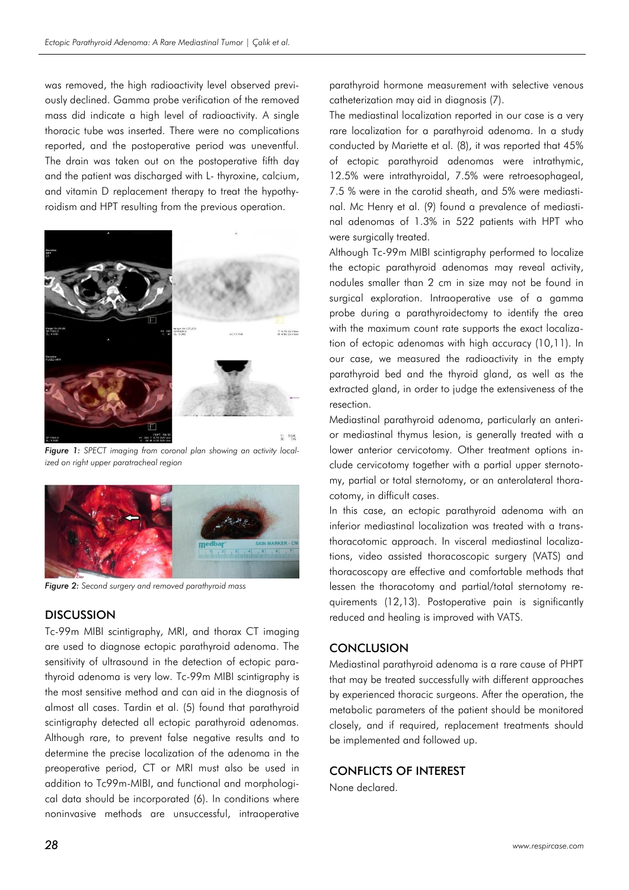was removed, the high radioactivity level observed previously declined. Gamma probe verification of the removed mass did indicate a high level of radioactivity. A single thoracic tube was inserted. There were no complications reported, and the postoperative period was uneventful. The drain was taken out on the postoperative fifth day and the patient was discharged with L- thyroxine, calcium, and vitamin D replacement therapy to treat the hypothyroidism and HPT resulting from the previous operation.

***Figure 1:*** *SPECT imaging from coronal plan showing an activity localized on right upper paratracheal region*

***Figure 2:*** *Second surgery and removed parathyroid mass*

## DISCUSSION

Tc-99m MIBI scintigraphy, MRI, and thorax CT imaging are used to diagnose ectopic parathyroid adenoma. The sensitivity of ultrasound in the detection of ectopic parathyroid adenoma is very low. Tc-99m MIBI scintigraphy is the most sensitive method and can aid in the diagnosis of almost all cases. Tardin et al. (5) found that parathyroid scintigraphy detected all ectopic parathyroid adenomas. Although rare, to prevent false negative results and to determine the precise localization of the adenoma in the preoperative period, CT or MRI must also be used in addition to Tc99m-MIBI, and functional and morphological data should be incorporated (6). In conditions where noninvasive methods are unsuccessful, intraoperative parathyroid hormone measurement with selective venous catheterization may aid in diagnosis (7).

The mediastinal localization reported in our case is a very rare localization for a parathyroid adenoma. In a study conducted by Mariette et al. (8), it was reported that 45% of ectopic parathyroid adenomas were intrathymic, 12.5% were intrathyroidal, 7.5% were retroesophageal, 7.5 % were in the carotid sheath, and 5% were mediastinal. Mc Henry et al. (9) found a prevalence of mediastinal adenomas of 1.3% in 522 patients with HPT who were surgically treated.

Although Tc-99m MIBI scintigraphy performed to localize the ectopic parathyroid adenomas may reveal activity, nodules smaller than 2 cm in size may not be found in surgical exploration. Intraoperative use of a gamma probe during a parathyroidectomy to identify the area with the maximum count rate supports the exact localization of ectopic adenomas with high accuracy (10,11). In our case, we measured the radioactivity in the empty parathyroid bed and the thyroid gland, as well as the extracted gland, in order to judge the extensiveness of the resection.

Mediastinal parathyroid adenoma, particularly an anterior mediastinal thymus lesion, is generally treated with a lower anterior cervicotomy. Other treatment options include cervicotomy together with a partial upper sternotomy, partial or total sternotomy, or an anterolateral thoracotomy, in difficult cases.

In this case, an ectopic parathyroid adenoma with an inferior mediastinal localization was treated with a transthoracotomic approach. In visceral mediastinal localizations, video assisted thoracoscopic surgery (VATS) and thoracoscopy are effective and comfortable methods that lessen the thoracotomy and partial/total sternotomy requirements (12,13). Postoperative pain is significantly reduced and healing is improved with VATS.

## CONCLUSION

Mediastinal parathyroid adenoma is a rare cause of PHPT that may be treated successfully with different approaches by experienced thoracic surgeons. After the operation, the metabolic parameters of the patient should be monitored closely, and if required, replacement treatments should be implemented and followed up.

## CONFLICTS OF INTEREST

None declared.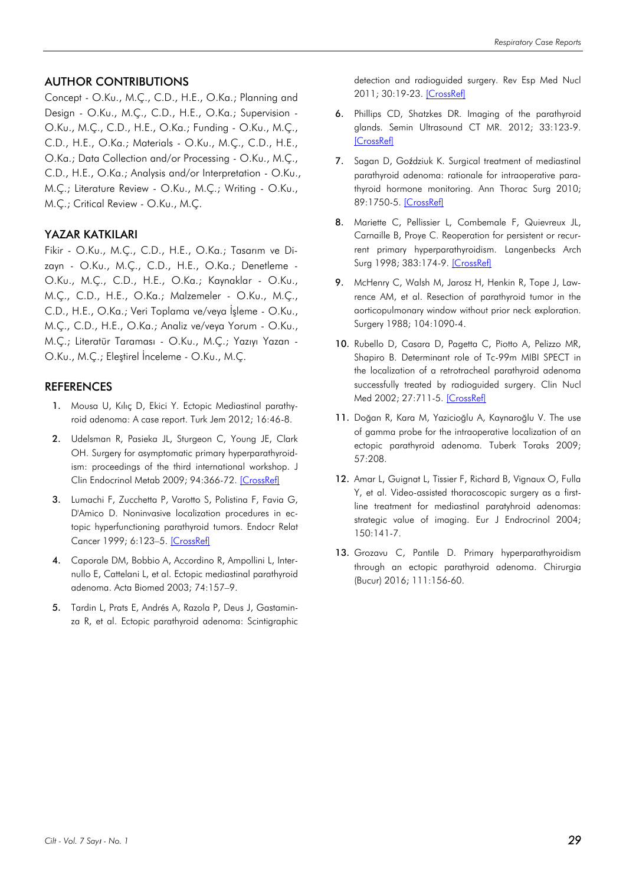## AUTHOR CONTRIBUTIONS

Concept - O.Ku., M.Ç., C.D., H.E., O.Ka.; Planning and Design - O.Ku., M.Ç., C.D., H.E., O.Ka.; Supervision - O.Ku., M.Ç., C.D., H.E., O.Ka.; Funding - O.Ku., M.Ç., C.D., H.E., O.Ka.; Materials - O.Ku., M.Ç., C.D., H.E., O.Ka.; Data Collection and/or Processing - O.Ku., M.Ç., C.D., H.E., O.Ka.; Analysis and/or Interpretation - O.Ku., M.Ç.; Literature Review - O.Ku., M.Ç.; Writing - O.Ku., M.Ç.; Critical Review - O.Ku., M.Ç.

## YAZAR KATKILARI

Fikir - O.Ku., M.Ç., C.D., H.E., O.Ka.; Tasarım ve Dizayn - O.Ku., M.Ç., C.D., H.E., O.Ka.; Denetleme - O.Ku., M.Ç., C.D., H.E., O.Ka.; Kaynaklar - O.Ku., M.Ç., C.D., H.E., O.Ka.; Malzemeler - O.Ku., M.Ç., C.D., H.E., O.Ka.; Veri Toplama ve/veya İşleme - O.Ku., M.Ç., C.D., H.E., O.Ka.; Analiz ve/veya Yorum - O.Ku., M.Ç.; Literatür Taraması - O.Ku., M.Ç.; Yazıyı Yazan - O.Ku., M.Ç.; Eleştirel İnceleme - O.Ku., M.Ç.

## REFERENCES

1. Mousa U, Kılıç D, Ekici Y. Ectopic Mediastinal parathyroid adenoma: A case report. Turk Jem 2012; 16:46-8.
2. Udelsman R, Pasieka JL, Sturgeon C, Young JE, Clark OH. Surgery for asymptomatic primary hyperparathyroidism: proceedings of the third international workshop. J Clin Endocrinol Metab 2009; 94:366-72. [CrossRef]
3. Lumachi F, Zucchetta P, Varotto S, Polistina F, Favia G, D'Amico D. Noninvasive localization procedures in ectopic hyperfunctioning parathyroid tumors. Endocr Relat Cancer 1999; 6:123–5. [CrossRef]
4. Caporale DM, Bobbio A, Accordino R, Ampollini L, Internullo E, Cattelani L, et al. Ectopic mediastinal parathyroid adenoma. Acta Biomed 2003; 74:157–9.
5. Tardin L, Prats E, Andrés A, Razola P, Deus J, Gastaminza R, et al. Ectopic parathyroid adenoma: Scintigraphic detection and radioguided surgery. Rev Esp Med Nucl 2011; 30:19-23. [CrossRef]
6. Phillips CD, Shatzkes DR. Imaging of the parathyroid glands. Semin Ultrasound CT MR. 2012; 33:123-9. [CrossRef]
7. Sagan D, Goździuk K. Surgical treatment of mediastinal parathyroid adenoma: rationale for intraoperative parathyroid hormone monitoring. Ann Thorac Surg 2010; 89:1750-5. [CrossRef]
8. Mariette C, Pellissier L, Combemale F, Quievreux JL, Carnaille B, Proye C. Reoperation for persistent or recurrent primary hyperparathyroidism. Langenbecks Arch Surg 1998; 383:174-9. [CrossRef]
9. McHenry C, Walsh M, Jarosz H, Henkin R, Tope J, Lawrence AM, et al. Resection of parathyroid tumor in the aorticopulmonary window without prior neck exploration. Surgery 1988; 104:1090-4.
10. Rubello D, Casara D, Pagetta C, Piotto A, Pelizzo MR, Shapiro B. Determinant role of Tc-99m MIBI SPECT in the localization of a retrotracheal parathyroid adenoma successfully treated by radioguided surgery. Clin Nucl Med 2002; 27:711-5. [CrossRef]
11. Doğan R, Kara M, Yazicioğlu A, Kaynaroğlu V. The use of gamma probe for the intraoperative localization of an ectopic parathyroid adenoma. Tuberk Toraks 2009; 57:208.
12. Amar L, Guignat L, Tissier F, Richard B, Vignaux O, Fulla Y, et al. Video-assisted thoracoscopic surgery as a first-line treatment for mediastinal paratyhroid adenomas: strategic value of imaging. Eur J Endrocrinol 2004; 150:141-7.
13. Grozavu C, Pantile D. Primary hyperparathyroidism through an ectopic parathyroid adenoma. Chirurgia (Bucur) 2016; 111:156-60.